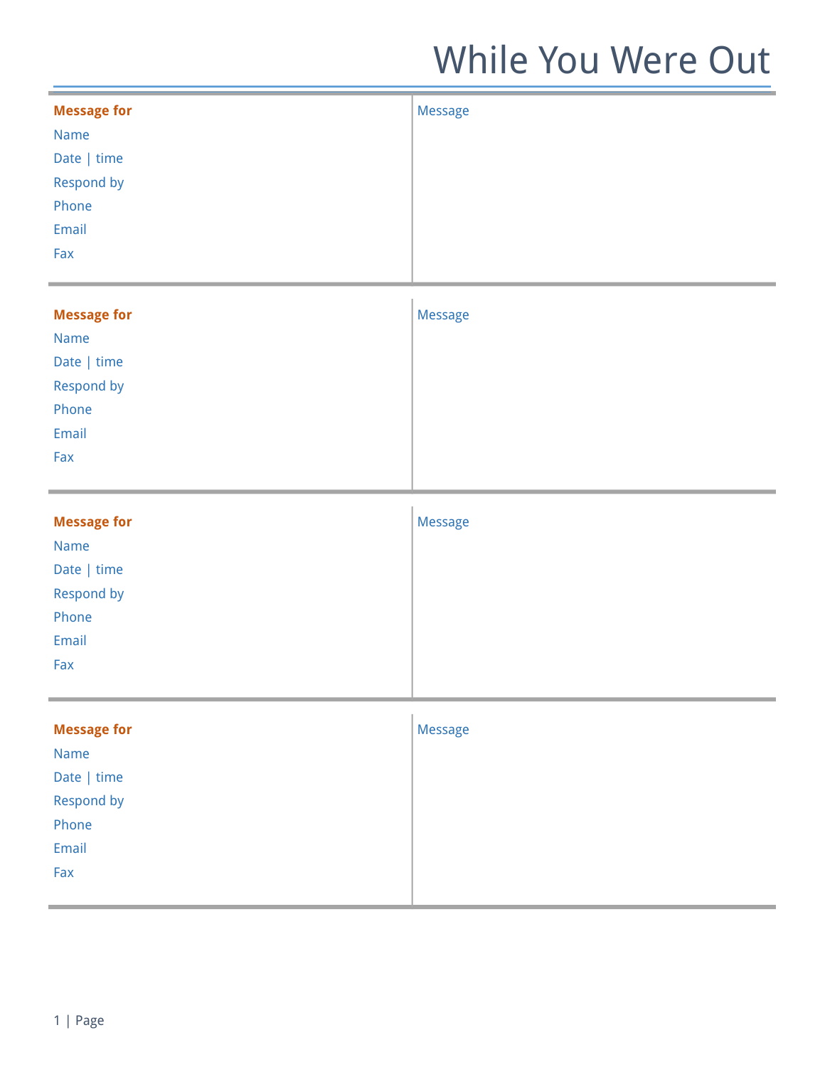# While You Were Out

| **Message for** | Message |
| --- | --- |
| Name | |
| Date \| time | |
| Respond by | |
| Phone | |
| Email | |
| Fax | |

| **Message for** | Message |
| --- | --- |
| Name | |
| Date \| time | |
| Respond by | |
| Phone | |
| Email | |
| Fax | |

| **Message for** | Message |
| --- | --- |
| Name | |
| Date \| time | |
| Respond by | |
| Phone | |
| Email | |
| Fax | |

| **Message for** | Message |
| --- | --- |
| Name | |
| Date \| time | |
| Respond by | |
| Phone | |
| Email | |
| Fax | |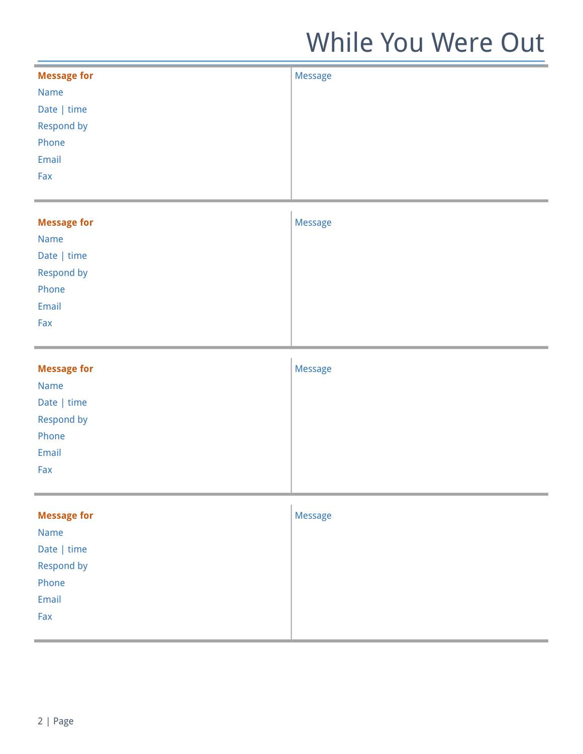# While You Were Out

| **Message for** | Message |
|---|---|
| Name<br>Date \| time<br>Respond by<br>Phone<br>Email<br>Fax | |

| **Message for** | Message |
|---|---|
| Name<br>Date \| time<br>Respond by<br>Phone<br>Email<br>Fax | |

| **Message for** | Message |
|---|---|
| Name<br>Date \| time<br>Respond by<br>Phone<br>Email<br>Fax | |

| **Message for** | Message |
|---|---|
| Name<br>Date \| time<br>Respond by<br>Phone<br>Email<br>Fax | |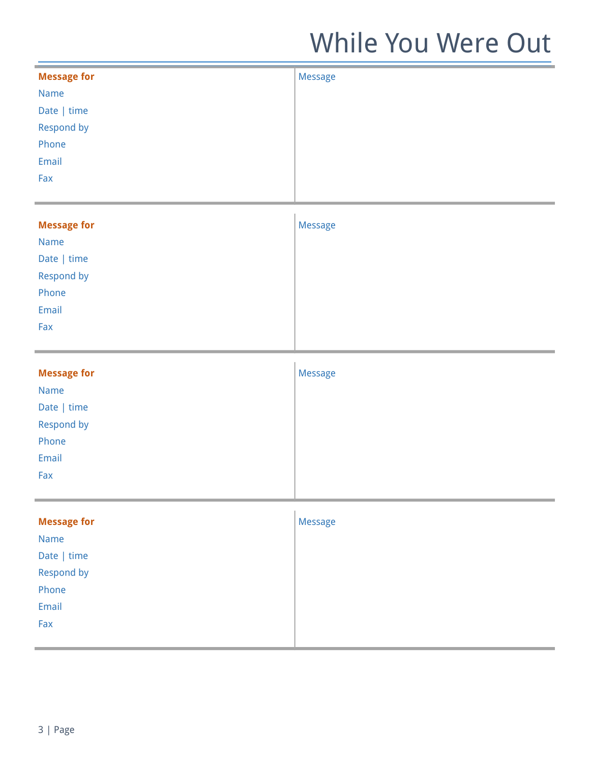# While You Were Out

| **Message for** | Message |
|---|---|
| Name<br>Date \| time<br>Respond by<br>Phone<br>Email<br>Fax | |

| **Message for** | Message |
|---|---|
| Name<br>Date \| time<br>Respond by<br>Phone<br>Email<br>Fax | |

| **Message for** | Message |
|---|---|
| Name<br>Date \| time<br>Respond by<br>Phone<br>Email<br>Fax | |

| **Message for** | Message |
|---|---|
| Name<br>Date \| time<br>Respond by<br>Phone<br>Email<br>Fax | |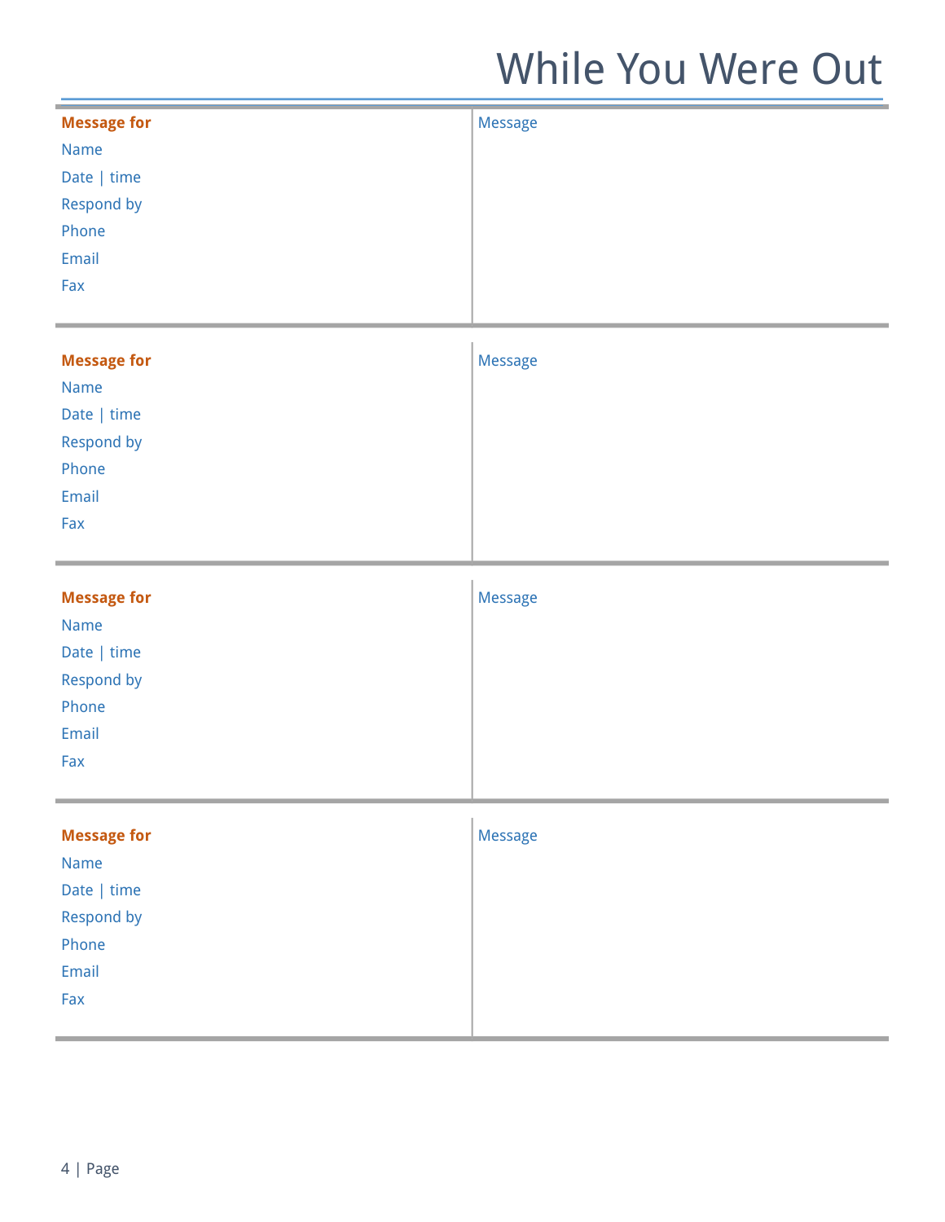# While You Were Out

| | |
|---|---|
| **Message for**<br>Name<br>Date \| time<br>Respond by<br>Phone<br>Email<br>Fax | Message |
| **Message for**<br>Name<br>Date \| time<br>Respond by<br>Phone<br>Email<br>Fax | Message |
| **Message for**<br>Name<br>Date \| time<br>Respond by<br>Phone<br>Email<br>Fax | Message |
| **Message for**<br>Name<br>Date \| time<br>Respond by<br>Phone<br>Email<br>Fax | Message |